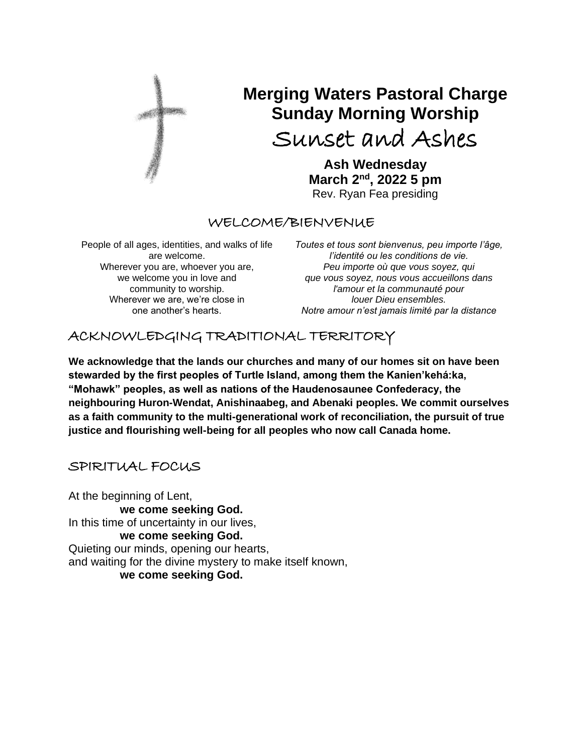# Merging Waters Pastoral Charge
# Sunday Morning Worship
# Sunset and Ashes

**Ash Wednesday**
**March 2nd, 2022 5 pm**
Rev. Ryan Fea presiding

## WELCOME/BIENVENUE

People of all ages, identities, and walks of life are welcome.
Wherever you are, whoever you are,
we welcome you in love and
community to worship.
Wherever we are, we're close in
one another's hearts.

*Toutes et tous sont bienvenus, peu importe l'âge,*
*l'identité ou les conditions de vie.*
*Peu importe où que vous soyez, qui*
*que vous soyez, nous vous accueillons dans*
*l'amour et la communauté pour*
*louer Dieu ensembles.*
*Notre amour n'est jamais limité par la distance*

## ACKNOWLEDGING TRADITIONAL TERRITORY

**We acknowledge that the lands our churches and many of our homes sit on have been stewarded by the first peoples of Turtle Island, among them the Kanien'kehá:ka, "Mohawk" peoples, as well as nations of the Haudenosaunee Confederacy, the neighbouring Huron-Wendat, Anishinaabeg, and Abenaki peoples. We commit ourselves as a faith community to the multi-generational work of reconciliation, the pursuit of true justice and flourishing well-being for all peoples who now call Canada home.**

## SPIRITUAL FOCUS

At the beginning of Lent,
**we come seeking God.**
In this time of uncertainty in our lives,
**we come seeking God.**
Quieting our minds, opening our hearts,
and waiting for the divine mystery to make itself known,
**we come seeking God.**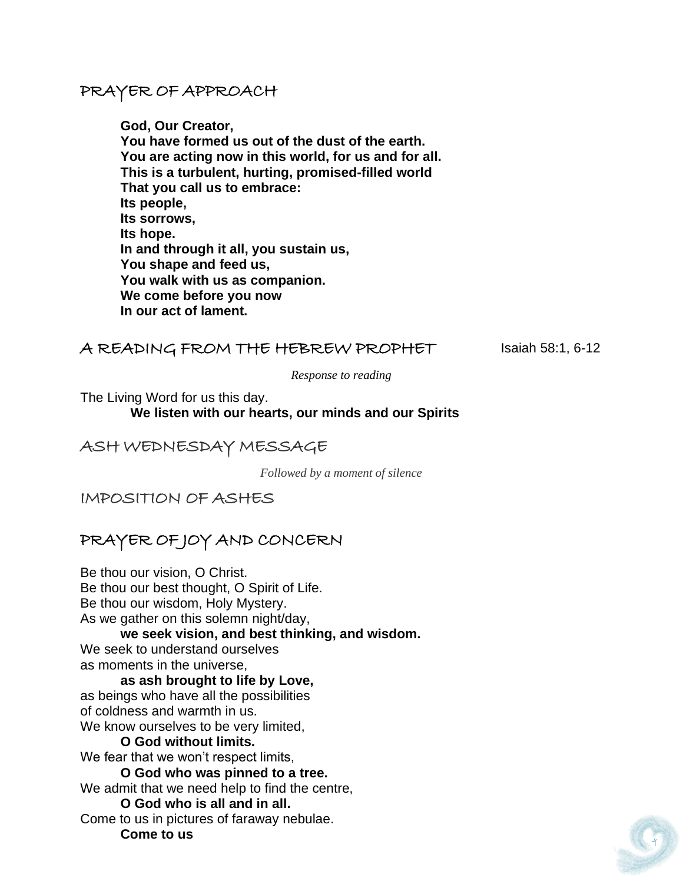## PRAYER OF APPROACH

**God, Our Creator,**
**You have formed us out of the dust of the earth.**
**You are acting now in this world, for us and for all.**
**This is a turbulent, hurting, promised-filled world**
**That you call us to embrace:**
**Its people,**
**Its sorrows,**
**Its hope.**
**In and through it all, you sustain us,**
**You shape and feed us,**
**You walk with us as companion.**
**We come before you now**
**In our act of lament.**

## A READING FROM THE HEBREW PROPHET

Isaiah 58:1, 6-12

*Response to reading*

The Living Word for us this day.
**We listen with our hearts, our minds and our Spirits**

## ASH WEDNESDAY MESSAGE

*Followed by a moment of silence*

## IMPOSITION OF ASHES

## PRAYER OF JOY AND CONCERN

Be thou our vision, O Christ.
Be thou our best thought, O Spirit of Life.
Be thou our wisdom, Holy Mystery.
As we gather on this solemn night/day,
**we seek vision, and best thinking, and wisdom.**
We seek to understand ourselves
as moments in the universe,
**as ash brought to life by Love,**
as beings who have all the possibilities
of coldness and warmth in us.
We know ourselves to be very limited,
**O God without limits.**
We fear that we won't respect limits,
**O God who was pinned to a tree.**
We admit that we need help to find the centre,
**O God who is all and in all.**
Come to us in pictures of faraway nebulae.
**Come to us**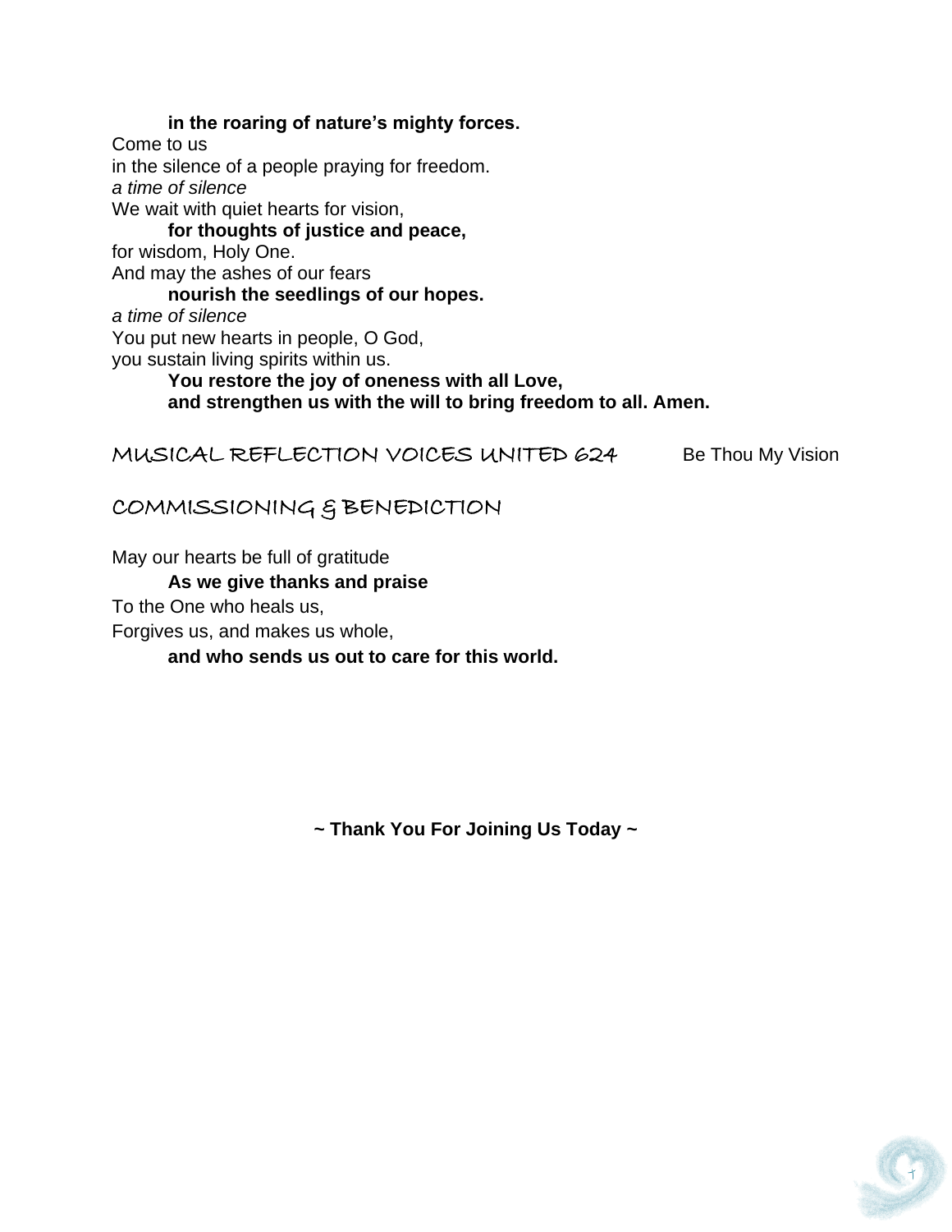**in the roaring of nature's mighty forces.**

Come to us
in the silence of a people praying for freedom.
*a time of silence*
We wait with quiet hearts for vision,

**for thoughts of justice and peace,**

for wisdom, Holy One.
And may the ashes of our fears

**nourish the seedlings of our hopes.**

*a time of silence*
You put new hearts in people, O God,
you sustain living spirits within us.

**You restore the joy of oneness with all Love,
and strengthen us with the will to bring freedom to all. Amen.**

## MUSICAL REFLECTION VOICES UNITED 624 — Be Thou My Vision

## COMMISSIONING & BENEDICTION

May our hearts be full of gratitude

**As we give thanks and praise**

To the One who heals us,
Forgives us, and makes us whole,

**and who sends us out to care for this world.**

**~ Thank You For Joining Us Today ~**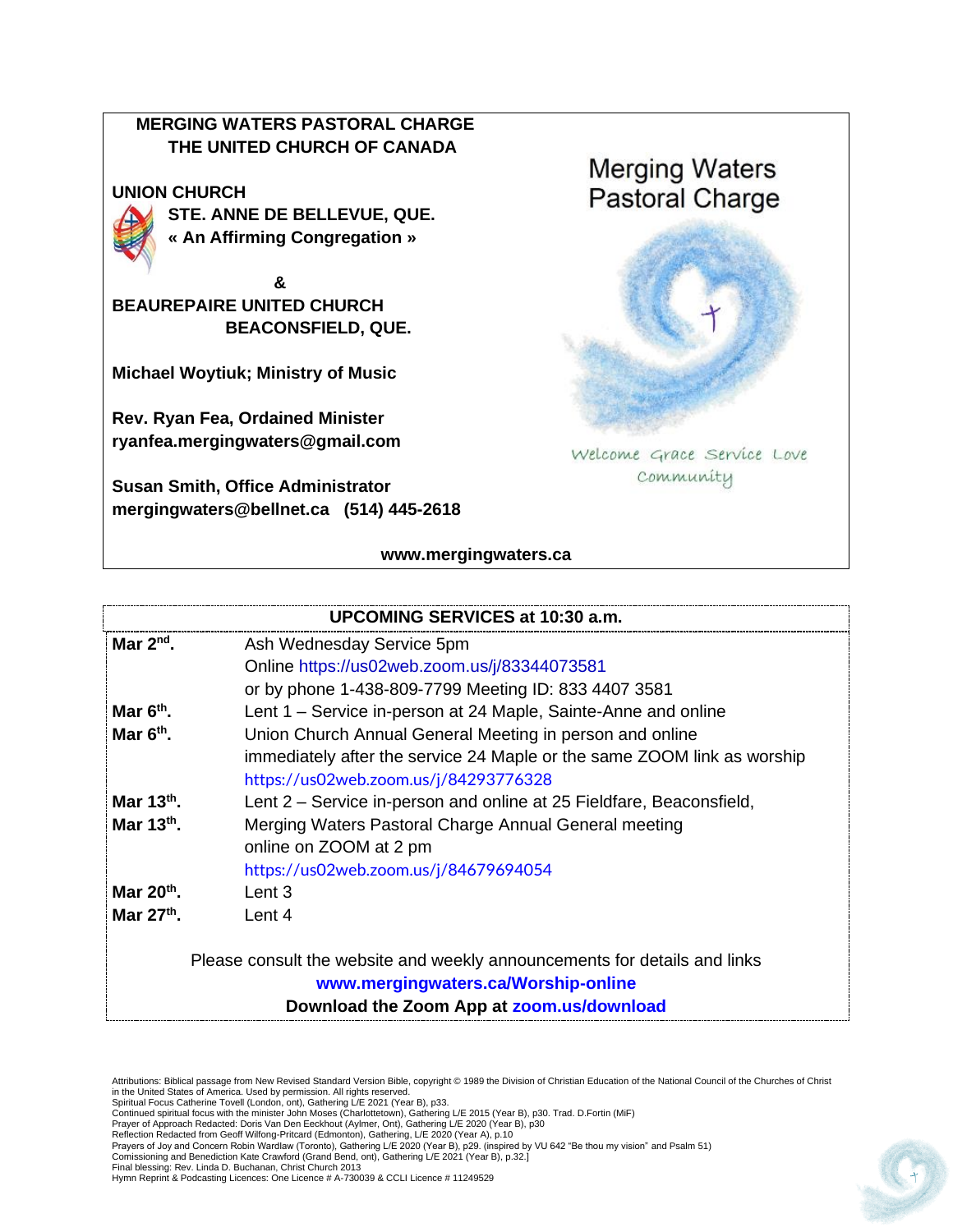**MERGING WATERS PASTORAL CHARGE**
**THE UNITED CHURCH OF CANADA**

**UNION CHURCH**
**STE. ANNE DE BELLEVUE, QUE.**
**« An Affirming Congregation »**

**&**

**BEAUREPAIRE UNITED CHURCH**
**BEACONSFIELD, QUE.**

**Michael Woytiuk; Ministry of Music**

**Rev. Ryan Fea, Ordained Minister**
**ryanfea.mergingwaters@gmail.com**

**Susan Smith, Office Administrator**
**mergingwaters@bellnet.ca (514) 445-2618**

Merging Waters Pastoral Charge

Welcome Grace Service Love Community

**www.mergingwaters.ca**

| **UPCOMING SERVICES at 10:30 a.m.** | |
|---|---|
| **Mar 2nd.** | Ash Wednesday Service 5pm<br>Online https://us02web.zoom.us/j/83344073581<br>or by phone 1-438-809-7799 Meeting ID: 833 4407 3581 |
| **Mar 6th.** | Lent 1 – Service in-person at 24 Maple, Sainte-Anne and online |
| **Mar 6th.** | Union Church Annual General Meeting in person and online immediately after the service 24 Maple or the same ZOOM link as worship https://us02web.zoom.us/j/84293776328 |
| **Mar 13th.** | Lent 2 – Service in-person and online at 25 Fieldfare, Beaconsfield, |
| **Mar 13th.** | Merging Waters Pastoral Charge Annual General meeting online on ZOOM at 2 pm<br>https://us02web.zoom.us/j/84679694054 |
| **Mar 20th.** | Lent 3 |
| **Mar 27th.** | Lent 4 |

Please consult the website and weekly announcements for details and links
**www.mergingwaters.ca/Worship-online**
**Download the Zoom App at zoom.us/download**

Attributions: Biblical passage from New Revised Standard Version Bible, copyright © 1989 the Division of Christian Education of the National Council of the Churches of Christ in the United States of America. Used by permission. All rights reserved.
Spiritual Focus Catherine Tovell (London, ont), Gathering L/E 2021 (Year B), p33.
Continued spiritual focus with the minister John Moses (Charlottetown), Gathering L/E 2015 (Year B), p30. Trad. D.Fortin (MiF)
Prayer of Approach Redacted: Doris Van Den Eeckhout (Aylmer, Ont), Gathering L/E 2020 (Year B), p30
Reflection Redacted from Geoff Wilfong-Pritcard (Edmonton), Gathering, L/E 2020 (Year A), p.10
Prayers of Joy and Concern Robin Wardlaw (Toronto), Gathering L/E 2020 (Year B), p29. (inspired by VU 642 "Be thou my vision" and Psalm 51)
Comissioning and Benediction Kate Crawford (Grand Bend, ont), Gathering L/E 2021 (Year B), p.32.]
Final blessing: Rev. Linda D. Buchanan, Christ Church 2013
Hymn Reprint & Podcasting Licences: One Licence # A-730039 & CCLI Licence # 11249529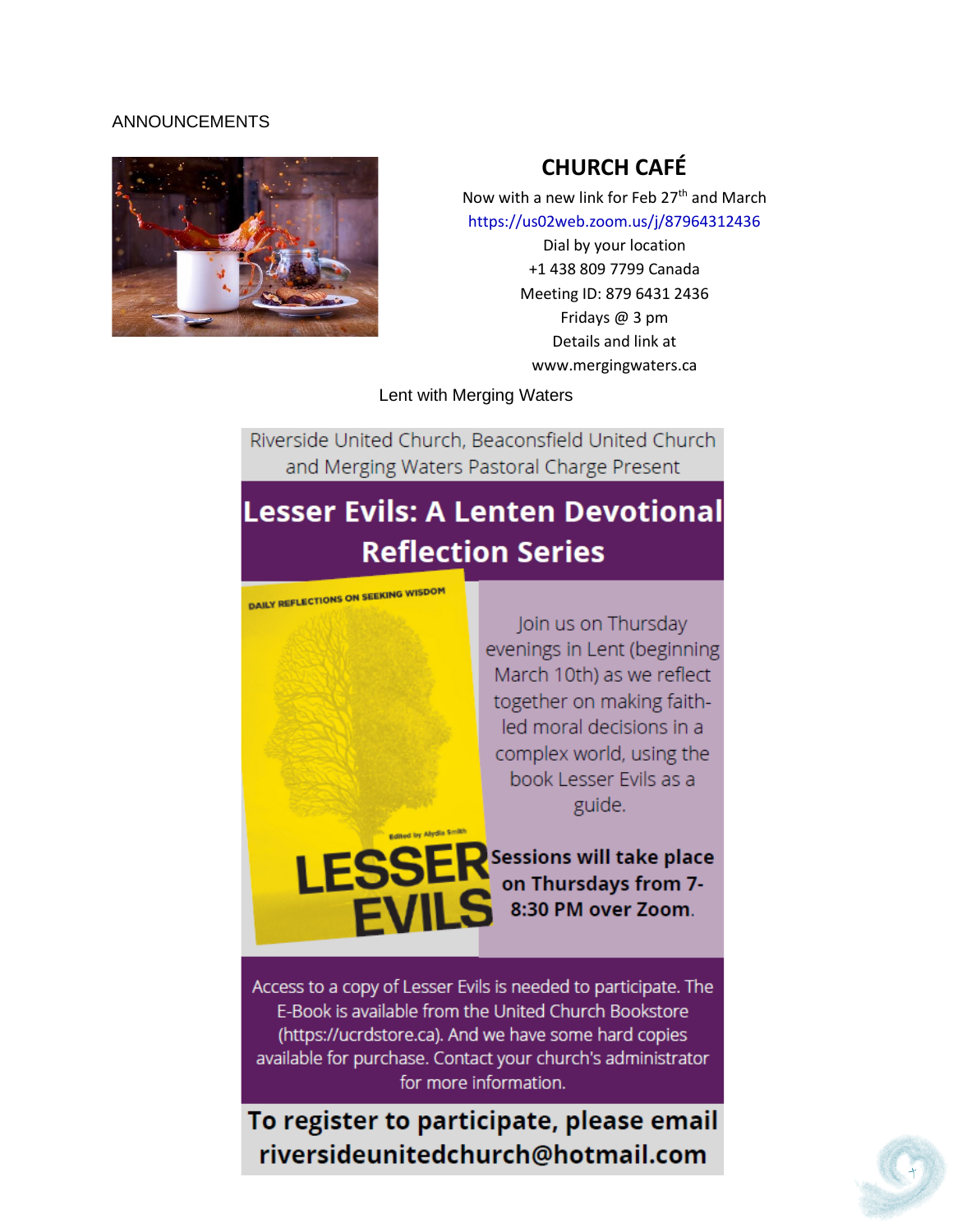ANNOUNCEMENTS

## CHURCH CAFÉ

Now with a new link for Feb 27th and March

https://us02web.zoom.us/j/87964312436

Dial by your location

+1 438 809 7799 Canada

Meeting ID: 879 6431 2436

Fridays @ 3 pm

Details and link at

www.mergingwaters.ca

Lent with Merging Waters

Riverside United Church, Beaconsfield United Church and Merging Waters Pastoral Charge Present

## Lesser Evils: A Lenten Devotional Reflection Series

Join us on Thursday evenings in Lent (beginning March 10th) as we reflect together on making faith-led moral decisions in a complex world, using the book Lesser Evils as a guide.

**Sessions will take place on Thursdays from 7-8:30 PM over Zoom.**

Access to a copy of Lesser Evils is needed to participate. The E-Book is available from the United Church Bookstore (https://ucrdstore.ca). And we have some hard copies available for purchase. Contact your church's administrator for more information.

**To register to participate, please email riversideunitedchurch@hotmail.com**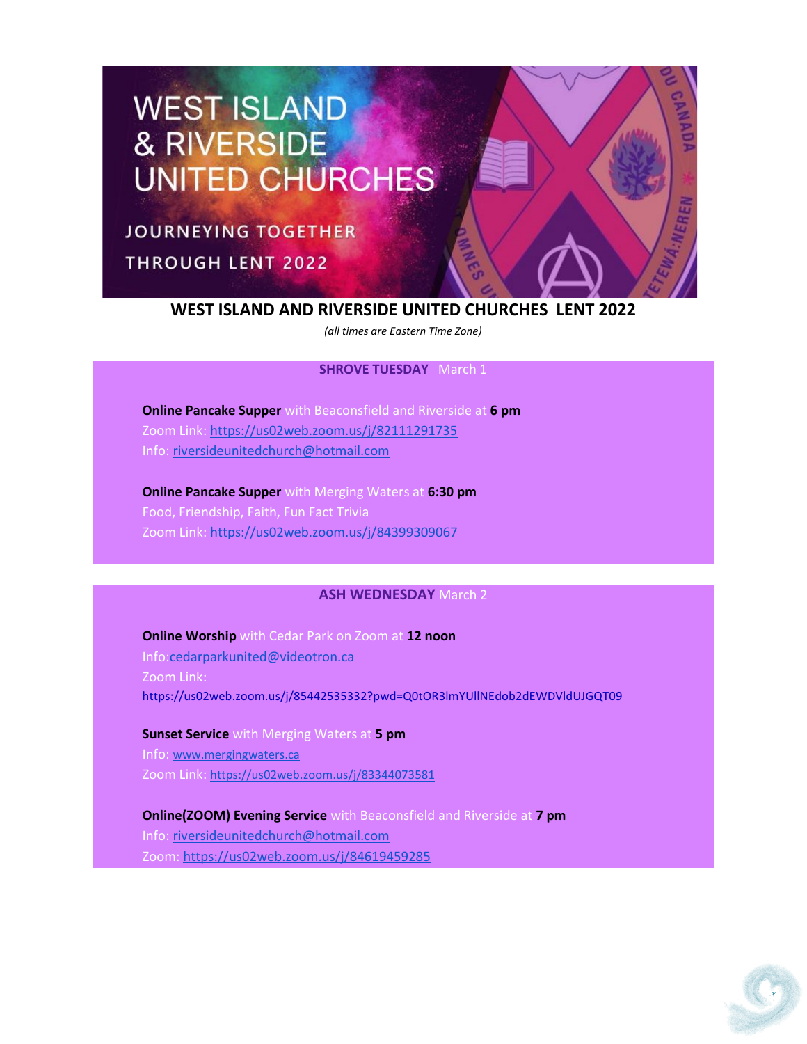WEST ISLAND & RIVERSIDE UNITED CHURCHES

JOURNEYING TOGETHER THROUGH LENT 2022

# WEST ISLAND AND RIVERSIDE UNITED CHURCHES LENT 2022

*(all times are Eastern Time Zone)*

## SHROVE TUESDAY March 1

**Online Pancake Supper** with Beaconsfield and Riverside at **6 pm**
Zoom Link: https://us02web.zoom.us/j/82111291735
Info: riversideunitedchurch@hotmail.com

**Online Pancake Supper** with Merging Waters at **6:30 pm**
Food, Friendship, Faith, Fun Fact Trivia
Zoom Link: https://us02web.zoom.us/j/84399309067

## ASH WEDNESDAY March 2

**Online Worship** with Cedar Park on Zoom at **12 noon**
Info:cedarparkunited@videotron.ca
Zoom Link:
https://us02web.zoom.us/j/85442535332?pwd=Q0tOR3lmYUllNEdob2dEWDVldUJGQT09

**Sunset Service** with Merging Waters at **5 pm**
Info: www.mergingwaters.ca
Zoom Link: https://us02web.zoom.us/j/83344073581

**Online(ZOOM) Evening Service** with Beaconsfield and Riverside at **7 pm**
Info: riversideunitedchurch@hotmail.com
Zoom: https://us02web.zoom.us/j/84619459285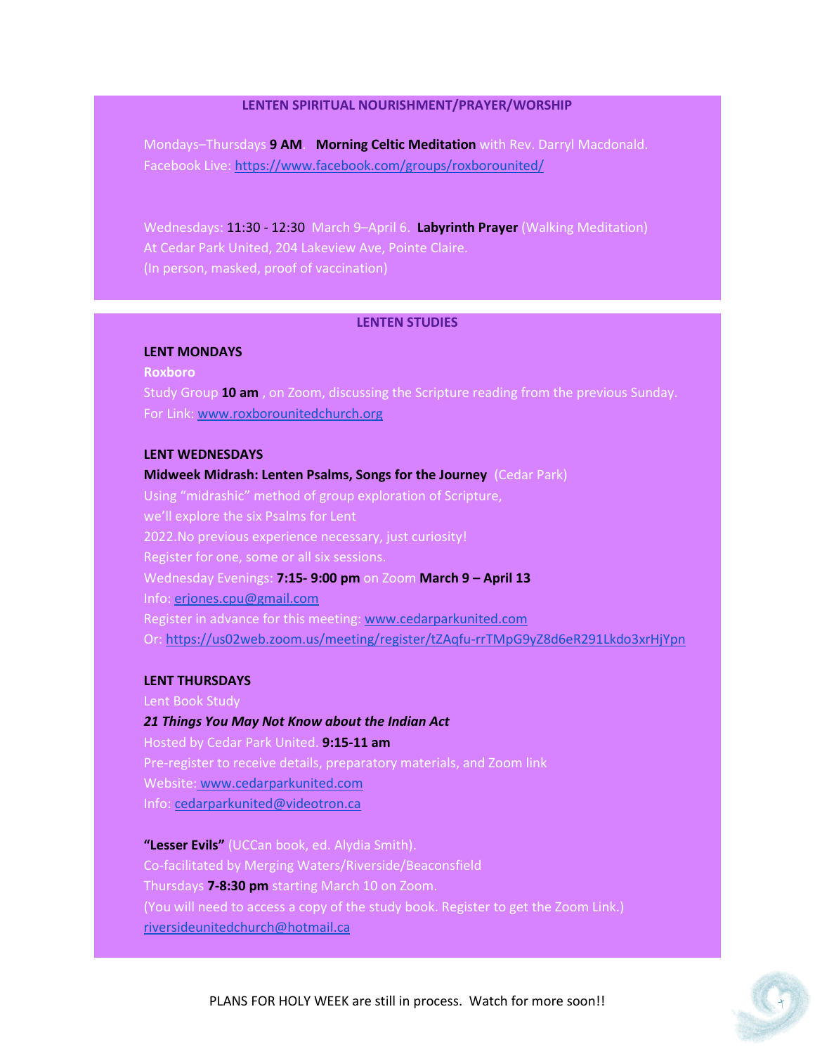## LENTEN SPIRITUAL NOURISHMENT/PRAYER/WORSHIP

Mondays–Thursdays **9 AM**. **Morning Celtic Meditation** with Rev. Darryl Macdonald.
Facebook Live: https://www.facebook.com/groups/roxborounited/

Wednesdays: 11:30 - 12:30 March 9–April 6. **Labyrinth Prayer** (Walking Meditation)
At Cedar Park United, 204 Lakeview Ave, Pointe Claire.
(In person, masked, proof of vaccination)

## LENTEN STUDIES

**LENT MONDAYS**

**Roxboro**

Study Group **10 am** , on Zoom, discussing the Scripture reading from the previous Sunday.
For Link: www.roxborounitedchurch.org

**LENT WEDNESDAYS**

**Midweek Midrash: Lenten Psalms, Songs for the Journey** (Cedar Park)
Using "midrashic" method of group exploration of Scripture,
we'll explore the six Psalms for Lent
2022.No previous experience necessary, just curiosity!
Register for one, some or all six sessions.
Wednesday Evenings: **7:15- 9:00 pm** on Zoom **March 9 – April 13**
Info: erjones.cpu@gmail.com
Register in advance for this meeting: www.cedarparkunited.com
Or: https://us02web.zoom.us/meeting/register/tZAqfu-rrTMpG9yZ8d6eR291Lkdo3xrHjYpn

**LENT THURSDAYS**

Lent Book Study
***21 Things You May Not Know about the Indian Act***
Hosted by Cedar Park United. **9:15-11 am**
Pre-register to receive details, preparatory materials, and Zoom link
Website: www.cedarparkunited.com
Info: cedarparkunited@videotron.ca

**"Lesser Evils"** (UCCan book, ed. Alydia Smith).
Co-facilitated by Merging Waters/Riverside/Beaconsfield
Thursdays **7-8:30 pm** starting March 10 on Zoom.
(You will need to access a copy of the study book. Register to get the Zoom Link.)
riversideunitedchurch@hotmail.ca

PLANS FOR HOLY WEEK are still in process. Watch for more soon!!